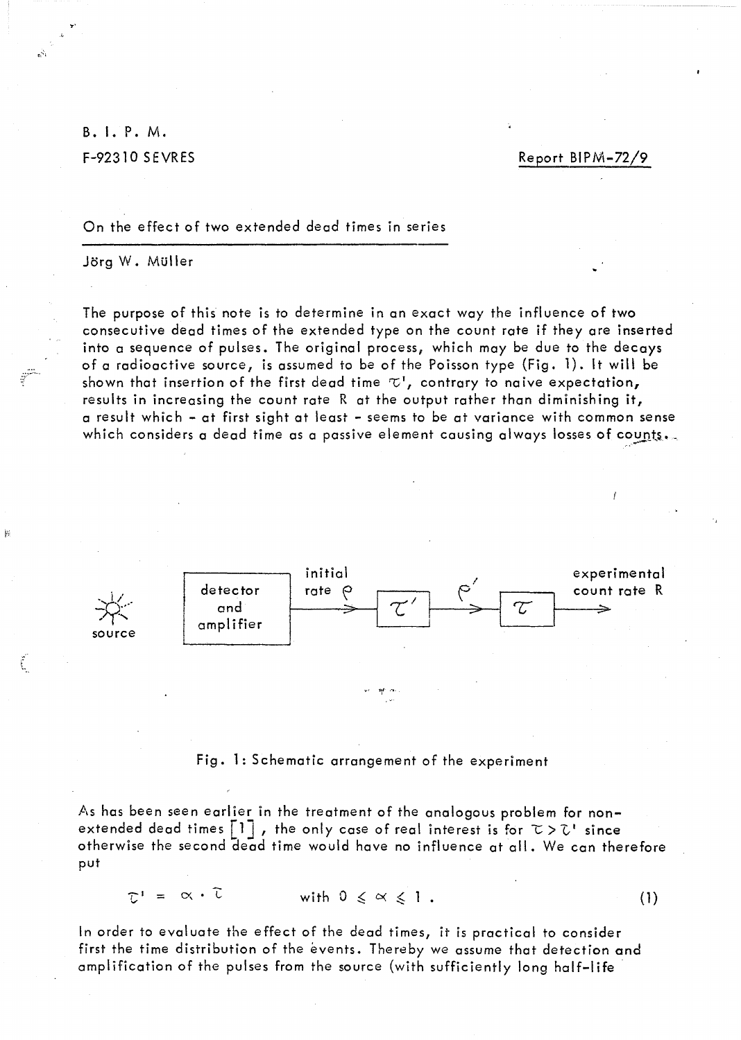B. I. P. M.

F-92310 SEVRES

Report BIPM-72/9

## On the effect of two extended dead times in series

Jörg W. Müller

The purpose of this note is to determine in an exact way the influence of two consecutive dead times of the extended type on the count rate if they are inserted into a sequence of pulses. The original process, which may be due to the decays of a radioactive source, is assumed to be of the Poisson type (Fig. 1). It will be shown that insertion of the first dead time $\tau'$, contrary to naive expectation, results in increasing the count rate R at the output rather than diminishing it, a result which - at first sight at least - seems to be at variance with common sense which considers a dead time as a passive element causing always losses of counts.

source → detector and amplifier → initial rate $\rho$ → $\tau'$ → $\rho'$ → $\tau$ → experimental count rate R

Fig. 1: Schematic arrangement of the experiment

As has been seen earlier in the treatment of the analogous problem for non-extended dead times [1], the only case of real interest is for $\tau > \tau'$ since otherwise the second dead time would have no influence at all. We can therefore put

$$\tau' = \alpha \cdot \tau \qquad \text{with } 0 \leq \alpha \leq 1 . \tag{1}$$

In order to evaluate the effect of the dead times, it is practical to consider first the time distribution of the events. Thereby we assume that detection and amplification of the pulses from the source (with sufficiently long half-life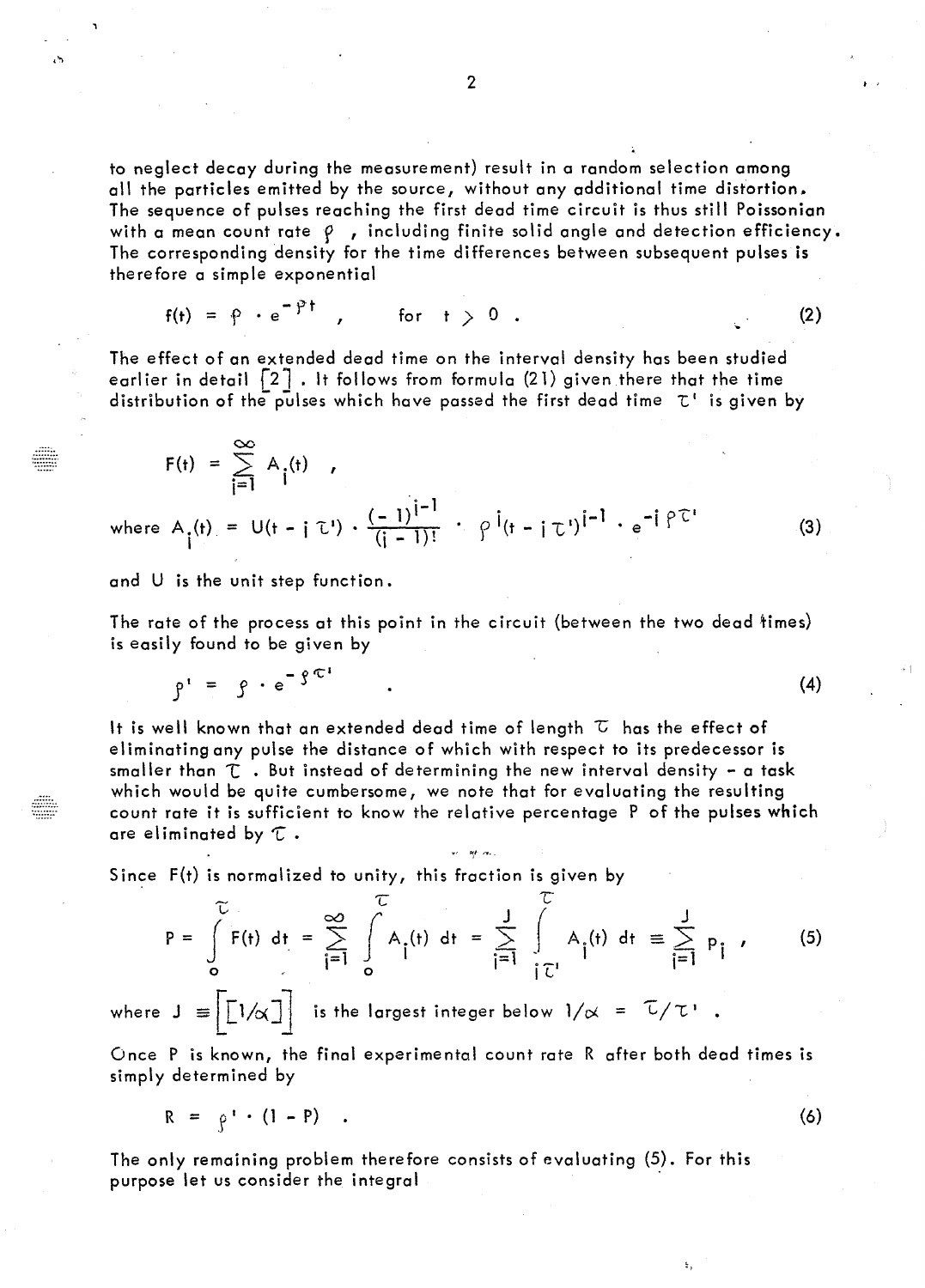to neglect decay during the measurement) result in a random selection among all the particles emitted by the source, without any additional time distortion. The sequence of pulses reaching the first dead time circuit is thus still Poissonian with a mean count rate $\rho$, including finite solid angle and detection efficiency. The corresponding density for the time differences between subsequent pulses is therefore a simple exponential

$$f(t) = \rho \cdot e^{-\rho t} , \qquad \text{for} \quad t > 0 . \tag{2}$$

The effect of an extended dead time on the interval density has been studied earlier in detail [2]. It follows from formula (21) given there that the time distribution of the pulses which have passed the first dead time $\tau'$ is given by

$$F(t) = \sum_{j=1}^{\infty} A_j(t) ,$$

$$\text{where } A_j(t) = U(t - j\tau') \cdot \frac{(-1)^{j-1}}{(j-1)!} \cdot \rho^j (t - j\tau')^{j-1} \cdot e^{-j\rho\tau'} \tag{3}$$

and $U$ is the unit step function.

The rate of the process at this point in the circuit (between the two dead times) is easily found to be given by

$$\rho' = \rho \cdot e^{-\rho\tau'} \tag{4}$$

It is well known that an extended dead time of length $\tau$ has the effect of eliminating any pulse the distance of which with respect to its predecessor is smaller than $\tau$. But instead of determining the new interval density – a task which would be quite cumbersome, we note that for evaluating the resulting count rate it is sufficient to know the relative percentage $P$ of the pulses which are eliminated by $\tau$.

Since $F(t)$ is normalized to unity, this fraction is given by

$$P = \int_0^{\tau} F(t)\, dt = \sum_{j=1}^{\infty} \int_0^{\tau} A_j(t)\, dt = \sum_{j=1}^{J} \int_{j\tau'}^{\tau} A_j(t)\, dt \equiv \sum_{j=1}^{J} p_j , \tag{5}$$

where $J \equiv \left[\left[1/\alpha\right]\right]$ is the largest integer below $1/\alpha = \tau/\tau'$.

Once $P$ is known, the final experimental count rate $R$ after both dead times is simply determined by

$$R = \rho' \cdot (1 - P) . \tag{6}$$

The only remaining problem therefore consists of evaluating (5). For this purpose let us consider the integral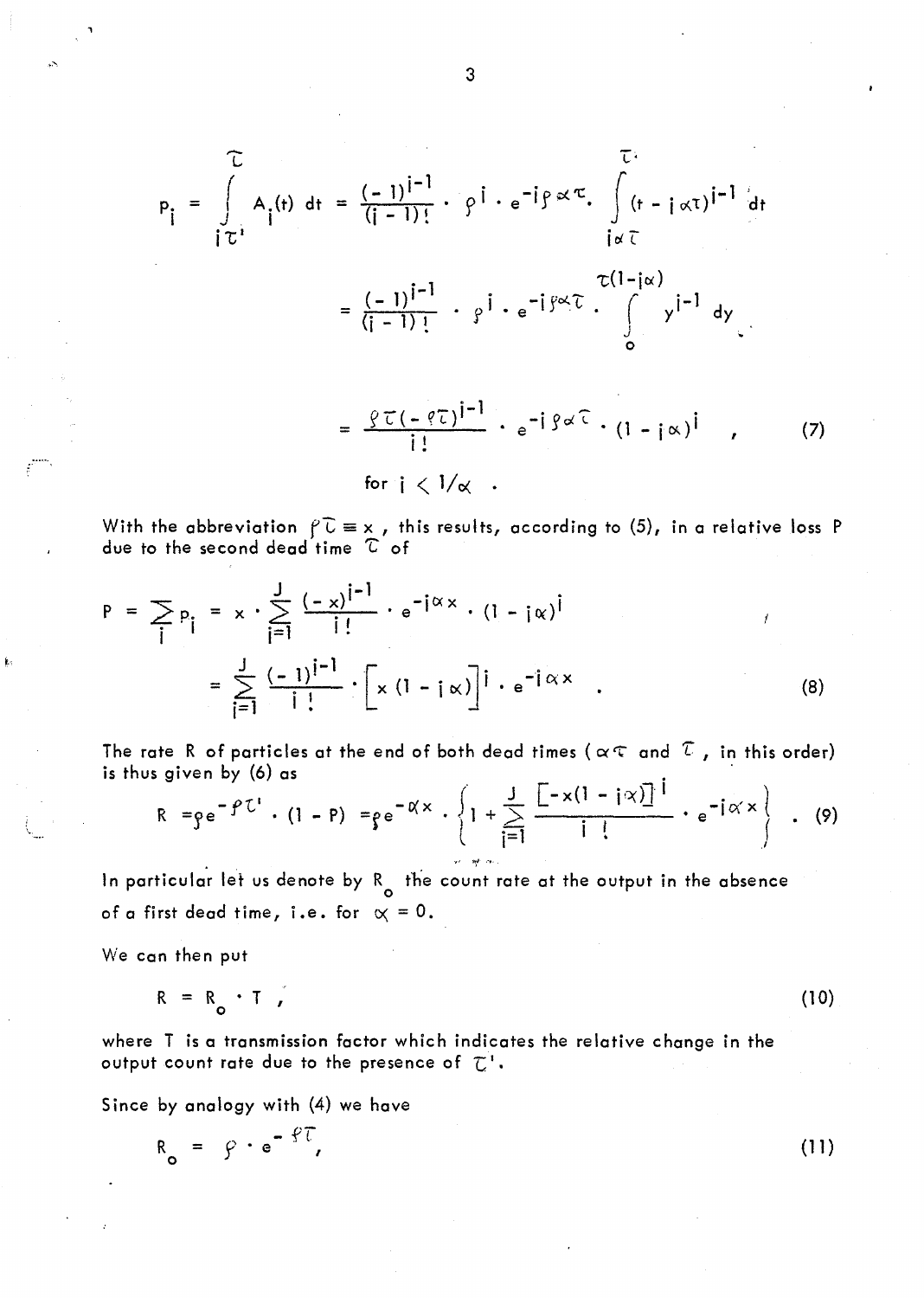$$p_i = \int_{i\tau'}^{\tau} A_i(t)\,dt = \frac{(-1)^{i-1}}{(i-1)!} \cdot \rho^i \cdot e^{-i\rho\alpha\tau} \cdot \int_{i\alpha\tau}^{\tau} (t - i\alpha\tau)^{i-1}\,dt$$

$$= \frac{(-1)^{i-1}}{(i-1)!} \cdot \rho^i \cdot e^{-i\rho\alpha\tau} \cdot \int_{0}^{\tau(1-i\alpha)} y^{i-1}\,dy$$

$$= \frac{\rho\tau(-\rho\tau)^{i-1}}{i!} \cdot e^{-i\rho\alpha\tau} \cdot (1 - i\alpha)^i \quad , \tag{7}$$

for $i < 1/\alpha$ .

With the abbreviation $\rho\tau \equiv x$ , this results, according to (5), in a relative loss P due to the second dead time $\tau$ of

$$P = \sum_i p_i = x \cdot \sum_{i=1}^{J} \frac{(-x)^{i-1}}{i!} \cdot e^{-i\alpha x} \cdot (1 - i\alpha)^i$$

$$= \sum_{i=1}^{J} \frac{(-1)^{i-1}}{i!} \cdot \left[x(1 - i\alpha)\right]^i \cdot e^{-i\alpha x} \quad . \tag{8}$$

The rate R of particles at the end of both dead times ( $\alpha\tau$ and $\tau$ , in this order) is thus given by (6) as

$$R = \rho e^{-\rho\tau'} \cdot (1 - P) = \rho e^{-\alpha x} \cdot \left\{ 1 + \sum_{i=1}^{J} \frac{\left[-x(1 - i\alpha)\right]^i}{i!} \cdot e^{-i\alpha x} \right\} \quad . \tag{9}$$

In particular let us denote by $R_o$ the count rate at the output in the absence of a first dead time, i.e. for $\alpha = 0$.

We can then put

$$R = R_o \cdot T \quad , \tag{10}$$

where T is a transmission factor which indicates the relative change in the output count rate due to the presence of $\tau'$.

Since by analogy with (4) we have

$$R_o = \rho \cdot e^{-\rho\tau} , \tag{11}$$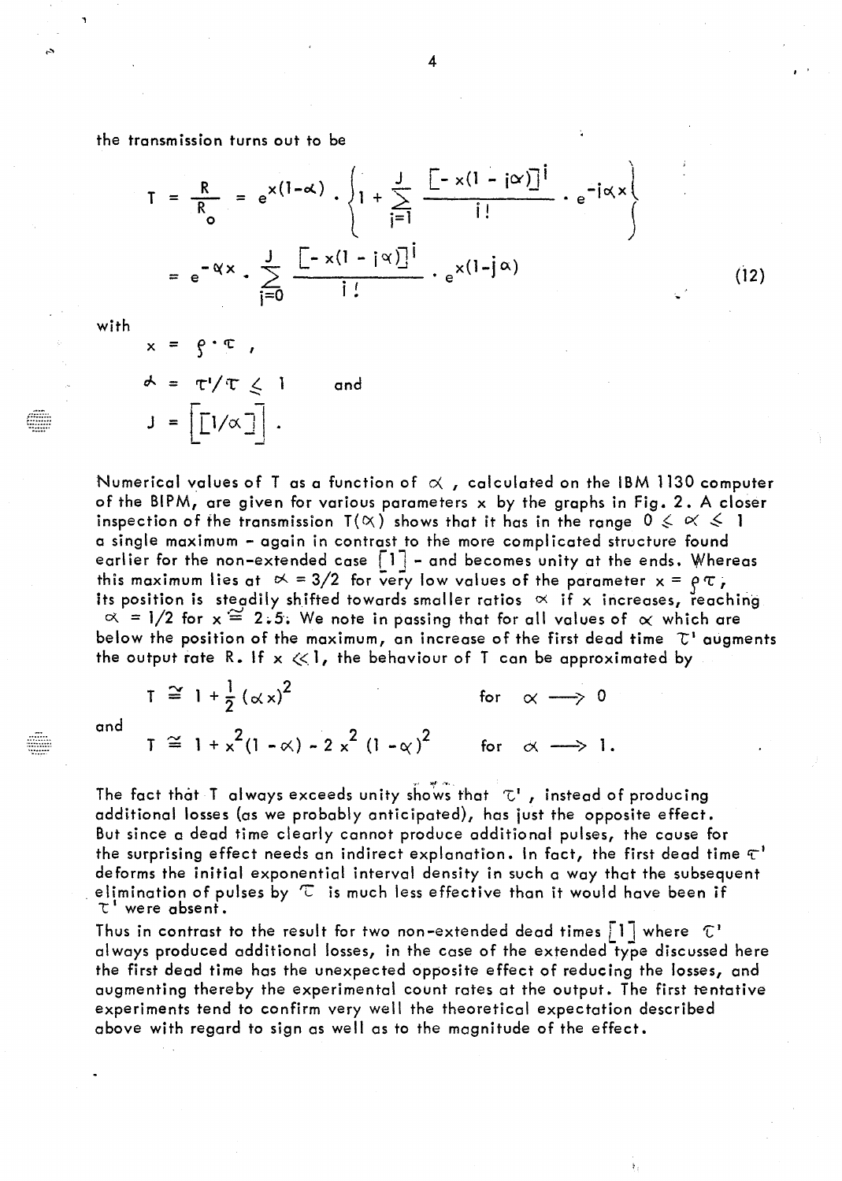the transmission turns out to be

$$T = \frac{R}{R_o} = e^{x(1-\alpha)} \cdot \left\{ 1 + \sum_{j=1}^{J} \frac{[-x(1-j\alpha)]^j}{j!} \cdot e^{-j\alpha x} \right\}$$

$$= e^{-\alpha x} \cdot \sum_{j=0}^{J} \frac{[-x(1-j\alpha)]^j}{j!} \cdot e^{x(1-j\alpha)} \tag{12}$$

with

$$x = \rho \cdot \tau ,$$

$$\alpha = \tau'/\tau \leq 1 \qquad \text{and}$$

$$J = \left[ [1/\alpha] \right] .$$

Numerical values of T as a function of $\alpha$, calculated on the IBM 1130 computer of the BIPM, are given for various parameters x by the graphs in Fig. 2. A closer inspection of the transmission $T(\alpha)$ shows that it has in the range $0 \leq \alpha \leq 1$ a single maximum – again in contrast to the more complicated structure found earlier for the non-extended case [1] – and becomes unity at the ends. Whereas this maximum lies at $\alpha = 3/2$ for very low values of the parameter $x = \rho\tau$, its position is steadily shifted towards smaller ratios $\alpha$ if x increases, reaching $\alpha = 1/2$ for $x \cong 2.5$. We note in passing that for all values of $\alpha$ which are below the position of the maximum, an increase of the first dead time $\tau'$ augments the output rate R. If $x \ll 1$, the behaviour of T can be approximated by

$$T \cong 1 + \frac{1}{2}(\alpha x)^2 \qquad \text{for} \quad \alpha \longrightarrow 0$$

and

$$T \cong 1 + x^2(1-\alpha) - 2\,x^2\,(1-\alpha)^2 \qquad \text{for} \quad \alpha \longrightarrow 1 .$$

The fact that T always exceeds unity shows that $\tau'$, instead of producing additional losses (as we probably anticipated), has just the opposite effect. But since a dead time clearly cannot produce additional pulses, the cause for the surprising effect needs an indirect explanation. In fact, the first dead time $\tau'$ deforms the initial exponential interval density in such a way that the subsequent elimination of pulses by $\tau$ is much less effective than it would have been if $\tau'$ were absent.

Thus in contrast to the result for two non-extended dead times [1] where $\tau'$ always produced additional losses, in the case of the extended type discussed here the first dead time has the unexpected opposite effect of reducing the losses, and augmenting thereby the experimental count rates at the output. The first tentative experiments tend to confirm very well the theoretical expectation described above with regard to sign as well as to the magnitude of the effect.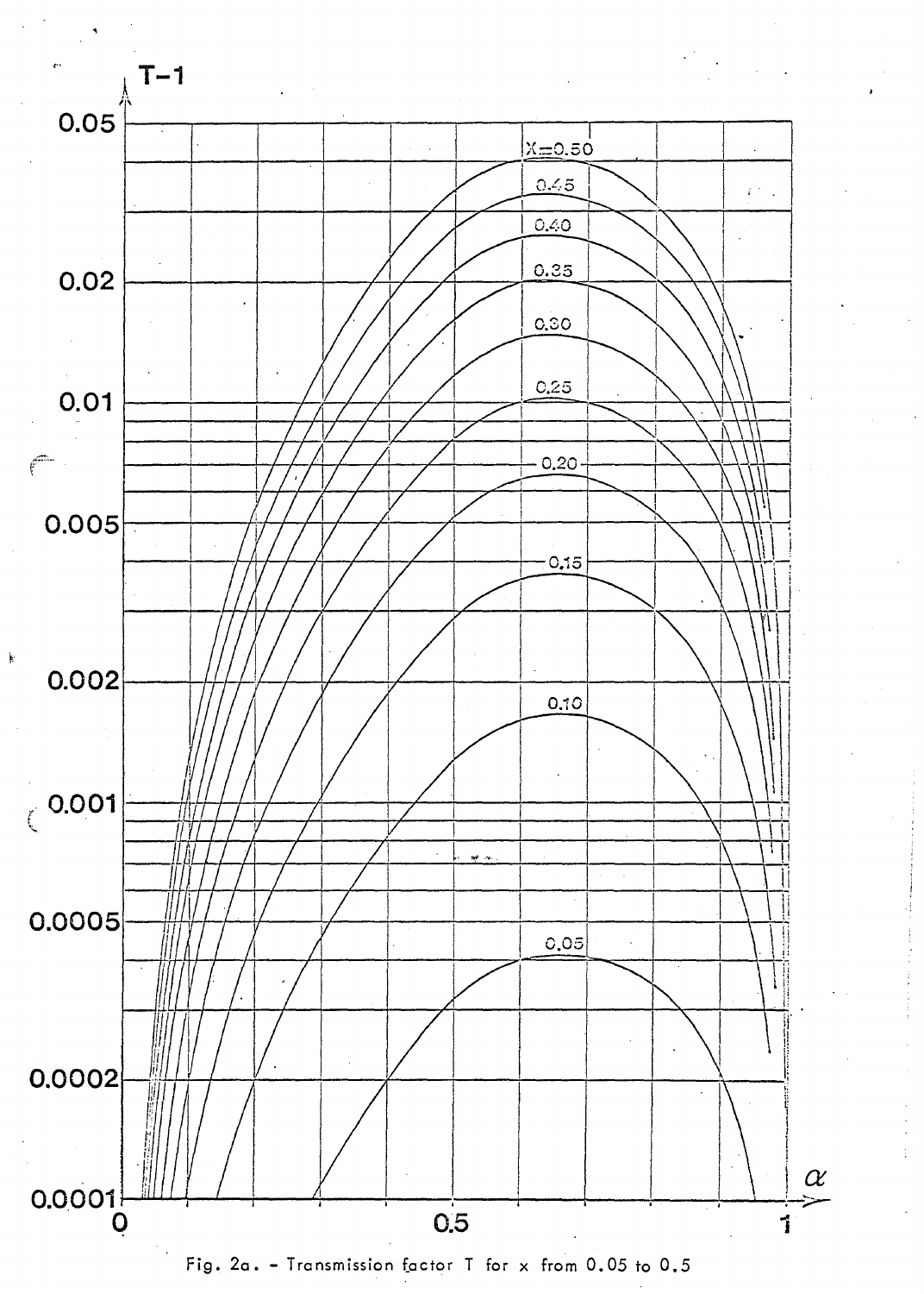Fig. 2a. - Transmission factor T for x from 0.05 to 0.5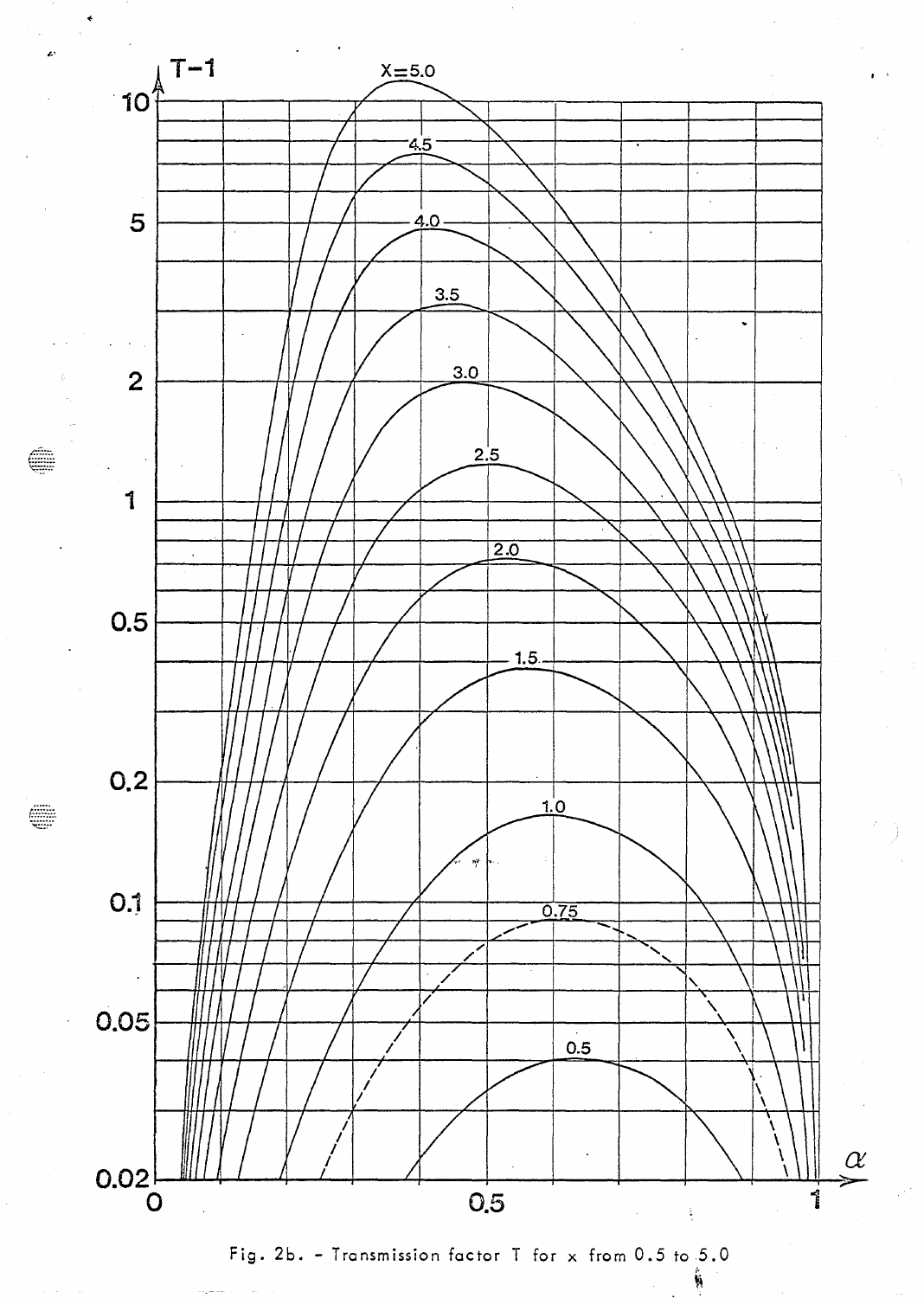Fig. 2b. - Transmission factor T for x from 0.5 to 5.0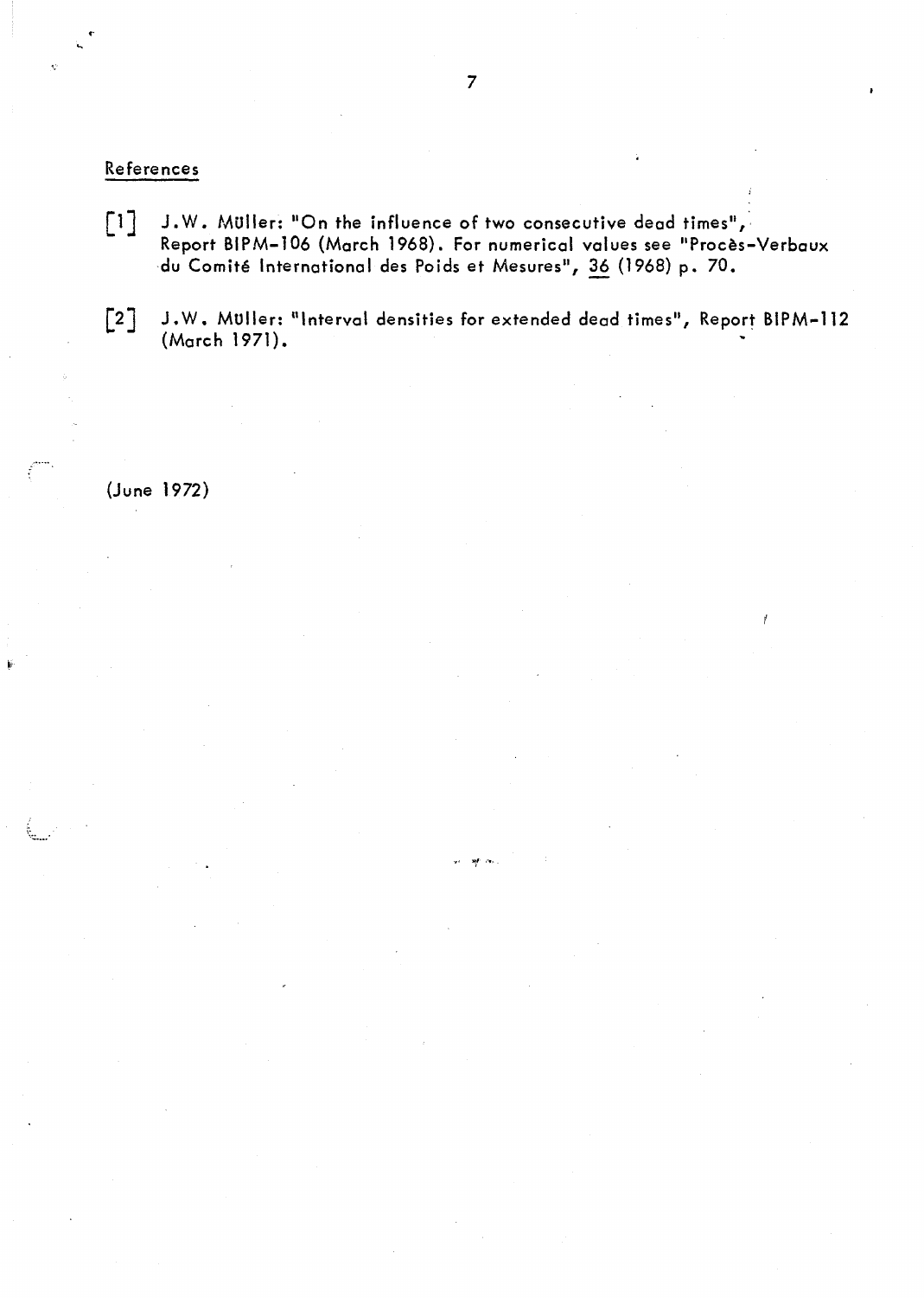## References

[1] J.W. Müller: "On the influence of two consecutive dead times", Report BIPM-106 (March 1968). For numerical values see "Procès-Verbaux du Comité International des Poids et Mesures", <u>36</u> (1968) p. 70.

[2] J.W. Müller: "Interval densities for extended dead times", Report BIPM-112 (March 1971).

(June 1972)